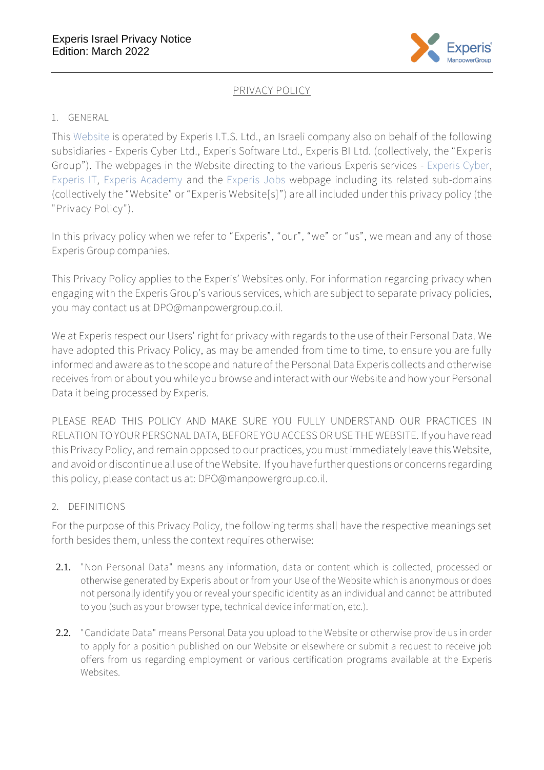# PRIVACY POLICY

## 1. GENERAL

This Website is operated by Experis I.T.S. Ltd., an Israeli company also on behalf of the following subsidiaries - Experis Cyber Ltd., Experis Software Ltd., Experis BI Ltd. (collectively, the "Experis Group"). The webpages in the Website directing to the various Experis services - Experis Cyber, Experis IT, Experis Academy and the Experis Jobs webpage including its related sub-domains (collectively the "Website" or "Experis Website[s]") are all included under this privacy policy (the "Privacy Policy").

In this privacy policy when we refer to "Experis", "our", "we" or "us", we mean and any of those Experis Group companies.

This Privacy Policy applies to the Experis' Websites only. For information regarding privacy when engaging with the Experis Group's various services, which are subject to separate privacy policies, you may contact us at DPO@manpowergroup.co.il.

We at Experis respect our Users' right for privacy with regards to the use of their Personal Data. We have adopted this Privacy Policy, as may be amended from time to time, to ensure you are fully informed and aware as to the scope and nature of the Personal Data Experis collects and otherwise receives from or about you while you browse and interact with our Website and how your Personal Data it being processed by Experis.

PLEASE READ THIS POLICY AND MAKE SURE YOU FULLY UNDERSTAND OUR PRACTICES IN RELATION TO YOUR PERSONAL DATA, BEFORE YOU ACCESS OR USE THE WEBSITE. If you have read this Privacy Policy, and remain opposed to our practices, you must immediately leave this Website, and avoid or discontinue all use of the Website. If you have further questions or concerns regarding this policy, please contact us at: DPO@manpowergroup.co.il.

## 2. DEFINITIONS

For the purpose of this Privacy Policy, the following terms shall have the respective meanings set forth besides them, unless the context requires otherwise:

**2.1.** "Non Personal Data" means any information, data or content which is collected, processed or otherwise generated by Experis about or from your Use of the Website which is anonymous or does not personally identify you or reveal your specific identity as an individual and cannot be attributed to you (such as your browser type, technical device information, etc.).

**2.2.** "Candidate Data" means Personal Data you upload to the Website or otherwise provide us in order to apply for a position published on our Website or elsewhere or submit a request to receive job offers from us regarding employment or various certification programs available at the Experis Websites.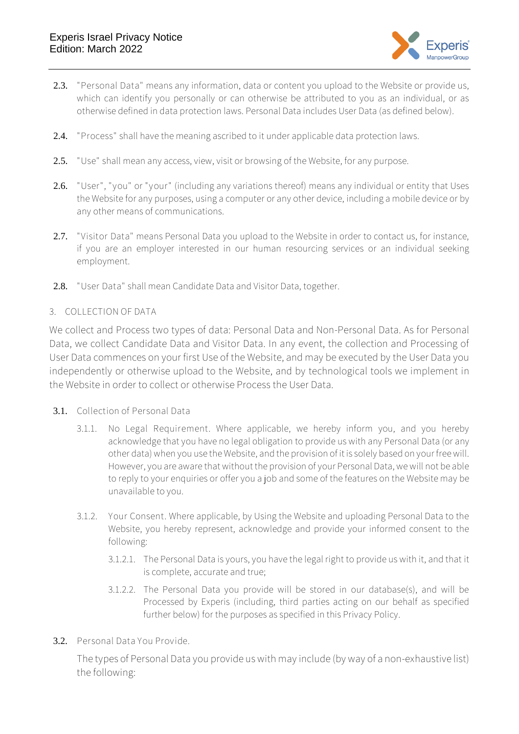2.3. "Personal Data" means any information, data or content you upload to the Website or provide us, which can identify you personally or can otherwise be attributed to you as an individual, or as otherwise defined in data protection laws. Personal Data includes User Data (as defined below).

2.4. "Process" shall have the meaning ascribed to it under applicable data protection laws.

2.5. "Use" shall mean any access, view, visit or browsing of the Website, for any purpose.

2.6. "User", "you" or "your" (including any variations thereof) means any individual or entity that Uses the Website for any purposes, using a computer or any other device, including a mobile device or by any other means of communications.

2.7. "Visitor Data" means Personal Data you upload to the Website in order to contact us, for instance, if you are an employer interested in our human resourcing services or an individual seeking employment.

2.8. "User Data" shall mean Candidate Data and Visitor Data, together.

## 3. COLLECTION OF DATA

We collect and Process two types of data: Personal Data and Non-Personal Data. As for Personal Data, we collect Candidate Data and Visitor Data. In any event, the collection and Processing of User Data commences on your first Use of the Website, and may be executed by the User Data you independently or otherwise upload to the Website, and by technological tools we implement in the Website in order to collect or otherwise Process the User Data.

### 3.1. Collection of Personal Data

3.1.1. No Legal Requirement. Where applicable, we hereby inform you, and you hereby acknowledge that you have no legal obligation to provide us with any Personal Data (or any other data) when you use the Website, and the provision of it is solely based on your free will. However, you are aware that without the provision of your Personal Data, we will not be able to reply to your enquiries or offer you a job and some of the features on the Website may be unavailable to you.

3.1.2. Your Consent. Where applicable, by Using the Website and uploading Personal Data to the Website, you hereby represent, acknowledge and provide your informed consent to the following:

3.1.2.1. The Personal Data is yours, you have the legal right to provide us with it, and that it is complete, accurate and true;

3.1.2.2. The Personal Data you provide will be stored in our database(s), and will be Processed by Experis (including, third parties acting on our behalf as specified further below) for the purposes as specified in this Privacy Policy.

### 3.2. Personal Data You Provide.

The types of Personal Data you provide us with may include (by way of a non-exhaustive list) the following: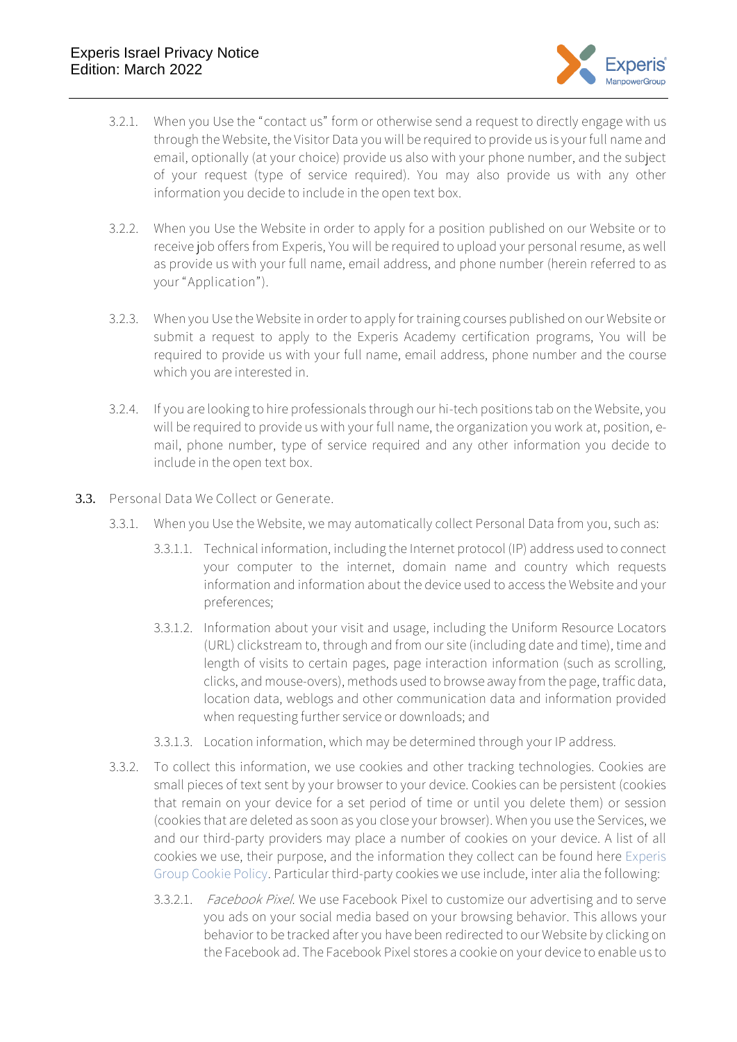3.2.1. When you Use the "contact us" form or otherwise send a request to directly engage with us through the Website, the Visitor Data you will be required to provide us is your full name and email, optionally (at your choice) provide us also with your phone number, and the subject of your request (type of service required). You may also provide us with any other information you decide to include in the open text box.

3.2.2. When you Use the Website in order to apply for a position published on our Website or to receive job offers from Experis, You will be required to upload your personal resume, as well as provide us with your full name, email address, and phone number (herein referred to as your "Application").

3.2.3. When you Use the Website in order to apply for training courses published on our Website or submit a request to apply to the Experis Academy certification programs, You will be required to provide us with your full name, email address, phone number and the course which you are interested in.

3.2.4. If you are looking to hire professionals through our hi-tech positions tab on the Website, you will be required to provide us with your full name, the organization you work at, position, e-mail, phone number, type of service required and any other information you decide to include in the open text box.

**3.3.** Personal Data We Collect or Generate.

3.3.1. When you Use the Website, we may automatically collect Personal Data from you, such as:

3.3.1.1. Technical information, including the Internet protocol (IP) address used to connect your computer to the internet, domain name and country which requests information and information about the device used to access the Website and your preferences;

3.3.1.2. Information about your visit and usage, including the Uniform Resource Locators (URL) clickstream to, through and from our site (including date and time), time and length of visits to certain pages, page interaction information (such as scrolling, clicks, and mouse-overs), methods used to browse away from the page, traffic data, location data, weblogs and other communication data and information provided when requesting further service or downloads; and

3.3.1.3. Location information, which may be determined through your IP address.

3.3.2. To collect this information, we use cookies and other tracking technologies. Cookies are small pieces of text sent by your browser to your device. Cookies can be persistent (cookies that remain on your device for a set period of time or until you delete them) or session (cookies that are deleted as soon as you close your browser). When you use the Services, we and our third-party providers may place a number of cookies on your device. A list of all cookies we use, their purpose, and the information they collect can be found here Experis Group Cookie Policy. Particular third-party cookies we use include, inter alia the following:

3.3.2.1. *Facebook Pixel*. We use Facebook Pixel to customize our advertising and to serve you ads on your social media based on your browsing behavior. This allows your behavior to be tracked after you have been redirected to our Website by clicking on the Facebook ad. The Facebook Pixel stores a cookie on your device to enable us to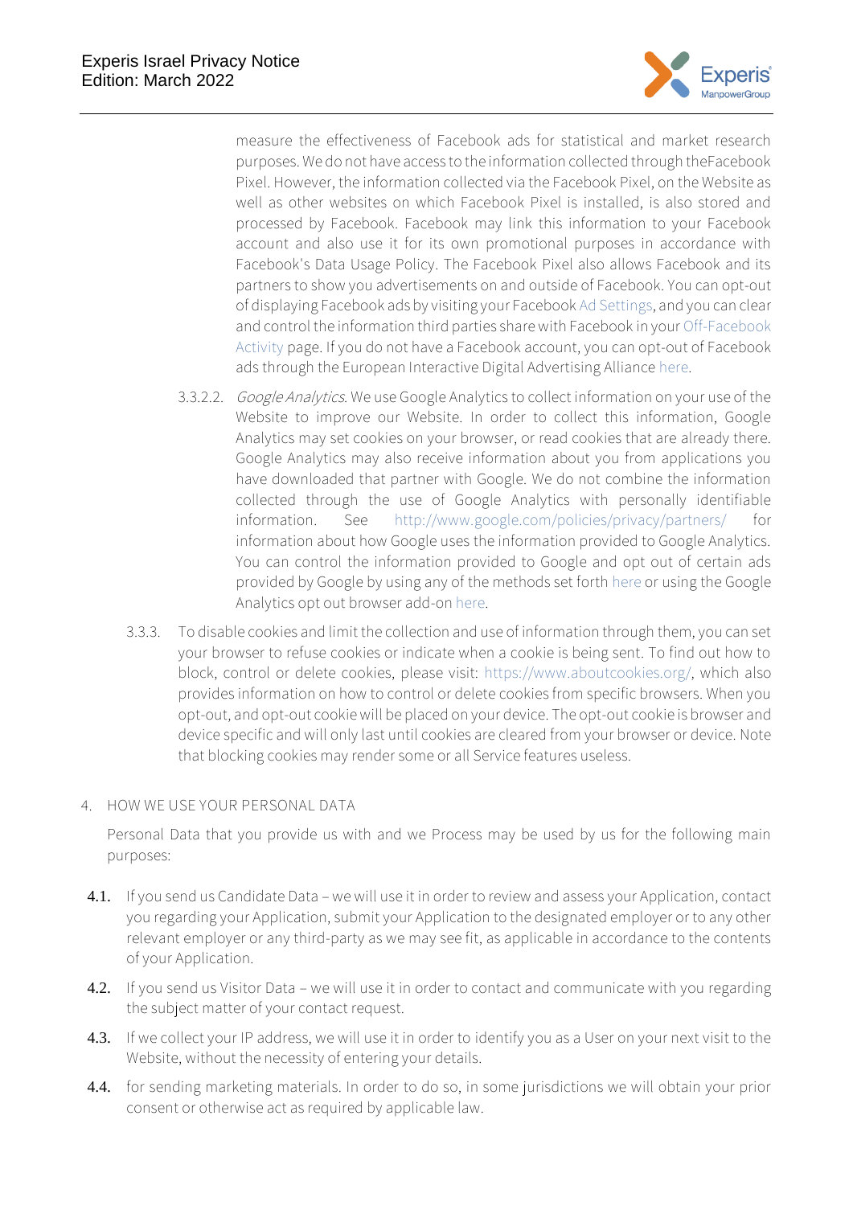measure the effectiveness of Facebook ads for statistical and market research purposes. We do not have access to the information collected through theFacebook Pixel. However, the information collected via the Facebook Pixel, on the Website as well as other websites on which Facebook Pixel is installed, is also stored and processed by Facebook. Facebook may link this information to your Facebook account and also use it for its own promotional purposes in accordance with Facebook's Data Usage Policy. The Facebook Pixel also allows Facebook and its partners to show you advertisements on and outside of Facebook. You can opt-out of displaying Facebook ads by visiting your Facebook Ad Settings, and you can clear and control the information third parties share with Facebook in your Off-Facebook Activity page. If you do not have a Facebook account, you can opt-out of Facebook ads through the European Interactive Digital Advertising Alliance here.

3.3.2.2. *Google Analytics*. We use Google Analytics to collect information on your use of the Website to improve our Website. In order to collect this information, Google Analytics may set cookies on your browser, or read cookies that are already there. Google Analytics may also receive information about you from applications you have downloaded that partner with Google. We do not combine the information collected through the use of Google Analytics with personally identifiable information. See http://www.google.com/policies/privacy/partners/ for information about how Google uses the information provided to Google Analytics. You can control the information provided to Google and opt out of certain ads provided by Google by using any of the methods set forth here or using the Google Analytics opt out browser add-on here.

3.3.3. To disable cookies and limit the collection and use of information through them, you can set your browser to refuse cookies or indicate when a cookie is being sent. To find out how to block, control or delete cookies, please visit: https://www.aboutcookies.org/, which also provides information on how to control or delete cookies from specific browsers. When you opt-out, and opt-out cookie will be placed on your device. The opt-out cookie is browser and device specific and will only last until cookies are cleared from your browser or device. Note that blocking cookies may render some or all Service features useless.

## 4. HOW WE USE YOUR PERSONAL DATA

Personal Data that you provide us with and we Process may be used by us for the following main purposes:

**4.1.** If you send us Candidate Data – we will use it in order to review and assess your Application, contact you regarding your Application, submit your Application to the designated employer or to any other relevant employer or any third-party as we may see fit, as applicable in accordance to the contents of your Application.

**4.2.** If you send us Visitor Data – we will use it in order to contact and communicate with you regarding the subject matter of your contact request.

**4.3.** If we collect your IP address, we will use it in order to identify you as a User on your next visit to the Website, without the necessity of entering your details.

**4.4.** for sending marketing materials. In order to do so, in some jurisdictions we will obtain your prior consent or otherwise act as required by applicable law.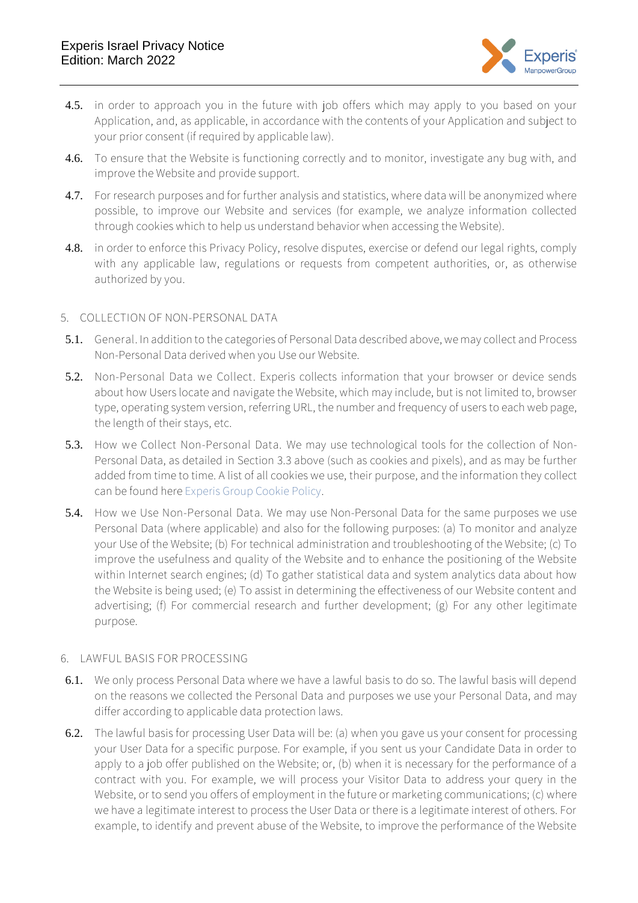4.5. in order to approach you in the future with job offers which may apply to you based on your Application, and, as applicable, in accordance with the contents of your Application and subject to your prior consent (if required by applicable law).

4.6. To ensure that the Website is functioning correctly and to monitor, investigate any bug with, and improve the Website and provide support.

4.7. For research purposes and for further analysis and statistics, where data will be anonymized where possible, to improve our Website and services (for example, we analyze information collected through cookies which to help us understand behavior when accessing the Website).

4.8. in order to enforce this Privacy Policy, resolve disputes, exercise or defend our legal rights, comply with any applicable law, regulations or requests from competent authorities, or, as otherwise authorized by you.

## 5. COLLECTION OF NON-PERSONAL DATA

5.1. General. In addition to the categories of Personal Data described above, we may collect and Process Non-Personal Data derived when you Use our Website.

5.2. Non-Personal Data we Collect. Experis collects information that your browser or device sends about how Users locate and navigate the Website, which may include, but is not limited to, browser type, operating system version, referring URL, the number and frequency of users to each web page, the length of their stays, etc.

5.3. How we Collect Non-Personal Data. We may use technological tools for the collection of Non-Personal Data, as detailed in Section 3.3 above (such as cookies and pixels), and as may be further added from time to time. A list of all cookies we use, their purpose, and the information they collect can be found here Experis Group Cookie Policy.

5.4. How we Use Non-Personal Data. We may use Non-Personal Data for the same purposes we use Personal Data (where applicable) and also for the following purposes: (a) To monitor and analyze your Use of the Website; (b) For technical administration and troubleshooting of the Website; (c) To improve the usefulness and quality of the Website and to enhance the positioning of the Website within Internet search engines; (d) To gather statistical data and system analytics data about how the Website is being used; (e) To assist in determining the effectiveness of our Website content and advertising; (f) For commercial research and further development; (g) For any other legitimate purpose.

## 6. LAWFUL BASIS FOR PROCESSING

6.1. We only process Personal Data where we have a lawful basis to do so. The lawful basis will depend on the reasons we collected the Personal Data and purposes we use your Personal Data, and may differ according to applicable data protection laws.

6.2. The lawful basis for processing User Data will be: (a) when you gave us your consent for processing your User Data for a specific purpose. For example, if you sent us your Candidate Data in order to apply to a job offer published on the Website; or, (b) when it is necessary for the performance of a contract with you. For example, we will process your Visitor Data to address your query in the Website, or to send you offers of employment in the future or marketing communications; (c) where we have a legitimate interest to process the User Data or there is a legitimate interest of others. For example, to identify and prevent abuse of the Website, to improve the performance of the Website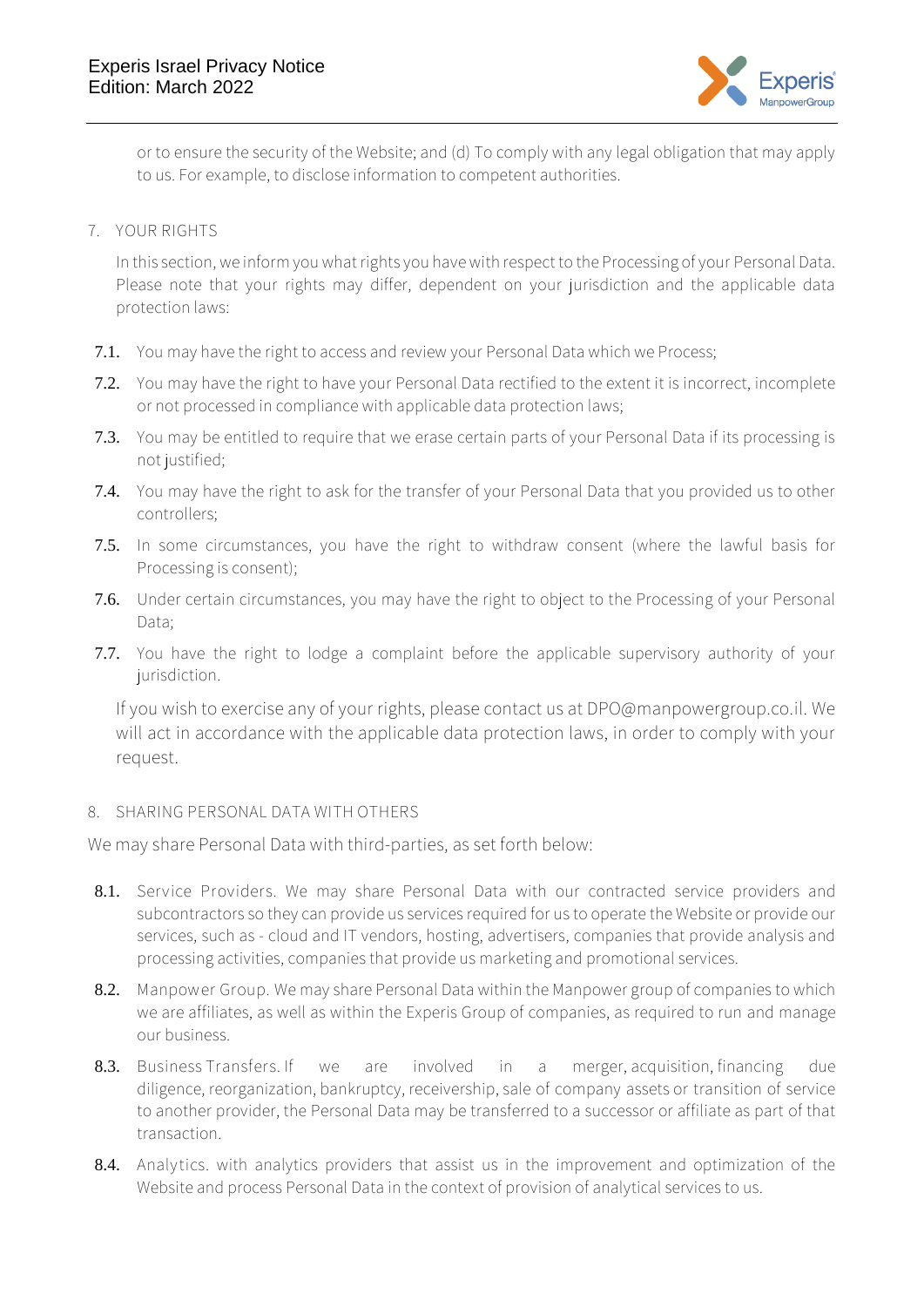or to ensure the security of the Website; and (d) To comply with any legal obligation that may apply to us. For example, to disclose information to competent authorities.

## 7. YOUR RIGHTS

In this section, we inform you what rights you have with respect to the Processing of your Personal Data. Please note that your rights may differ, dependent on your jurisdiction and the applicable data protection laws:

**7.1.** You may have the right to access and review your Personal Data which we Process;

**7.2.** You may have the right to have your Personal Data rectified to the extent it is incorrect, incomplete or not processed in compliance with applicable data protection laws;

**7.3.** You may be entitled to require that we erase certain parts of your Personal Data if its processing is not justified;

**7.4.** You may have the right to ask for the transfer of your Personal Data that you provided us to other controllers;

**7.5.** In some circumstances, you have the right to withdraw consent (where the lawful basis for Processing is consent);

**7.6.** Under certain circumstances, you may have the right to object to the Processing of your Personal Data;

**7.7.** You have the right to lodge a complaint before the applicable supervisory authority of your jurisdiction.

If you wish to exercise any of your rights, please contact us at DPO@manpowergroup.co.il. We will act in accordance with the applicable data protection laws, in order to comply with your request.

## 8. SHARING PERSONAL DATA WITH OTHERS

We may share Personal Data with third-parties, as set forth below:

**8.1.** Service Providers. We may share Personal Data with our contracted service providers and subcontractors so they can provide us services required for us to operate the Website or provide our services, such as - cloud and IT vendors, hosting, advertisers, companies that provide analysis and processing activities, companies that provide us marketing and promotional services.

**8.2.** Manpower Group. We may share Personal Data within the Manpower group of companies to which we are affiliates, as well as within the Experis Group of companies, as required to run and manage our business.

**8.3.** Business Transfers. If we are involved in a merger, acquisition, financing due diligence, reorganization, bankruptcy, receivership, sale of company assets or transition of service to another provider, the Personal Data may be transferred to a successor or affiliate as part of that transaction.

**8.4.** Analytics. with analytics providers that assist us in the improvement and optimization of the Website and process Personal Data in the context of provision of analytical services to us.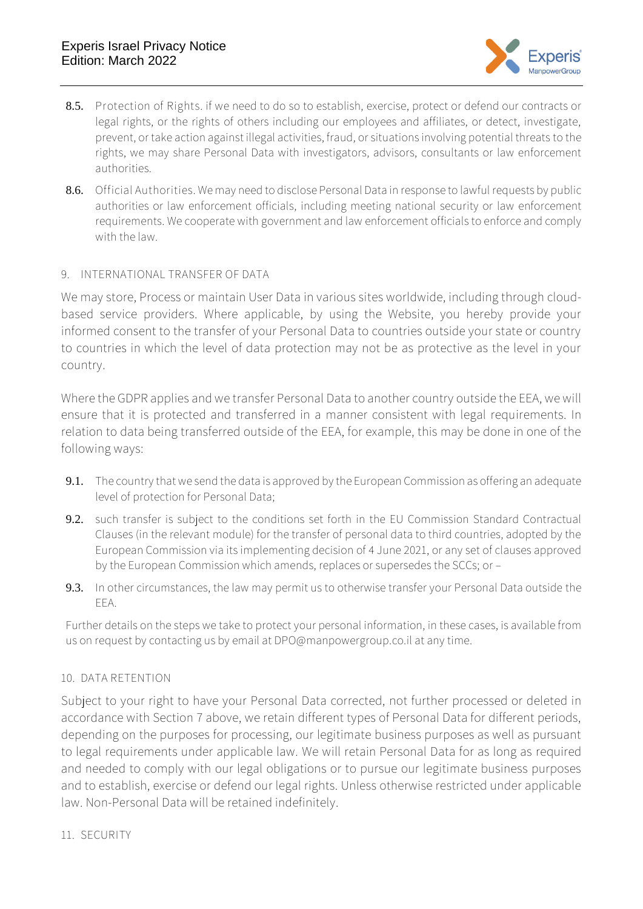**8.5.** Protection of Rights. if we need to do so to establish, exercise, protect or defend our contracts or legal rights, or the rights of others including our employees and affiliates, or detect, investigate, prevent, or take action against illegal activities, fraud, or situations involving potential threats to the rights, we may share Personal Data with investigators, advisors, consultants or law enforcement authorities.

**8.6.** Official Authorities. We may need to disclose Personal Data in response to lawful requests by public authorities or law enforcement officials, including meeting national security or law enforcement requirements. We cooperate with government and law enforcement officials to enforce and comply with the law.

## 9. INTERNATIONAL TRANSFER OF DATA

We may store, Process or maintain User Data in various sites worldwide, including through cloud-based service providers. Where applicable, by using the Website, you hereby provide your informed consent to the transfer of your Personal Data to countries outside your state or country to countries in which the level of data protection may not be as protective as the level in your country.

Where the GDPR applies and we transfer Personal Data to another country outside the EEA, we will ensure that it is protected and transferred in a manner consistent with legal requirements. In relation to data being transferred outside of the EEA, for example, this may be done in one of the following ways:

**9.1.** The country that we send the data is approved by the European Commission as offering an adequate level of protection for Personal Data;

**9.2.** such transfer is subject to the conditions set forth in the EU Commission Standard Contractual Clauses (in the relevant module) for the transfer of personal data to third countries, adopted by the European Commission via its implementing decision of 4 June 2021, or any set of clauses approved by the European Commission which amends, replaces or supersedes the SCCs; or –

**9.3.** In other circumstances, the law may permit us to otherwise transfer your Personal Data outside the EEA.

Further details on the steps we take to protect your personal information, in these cases, is available from us on request by contacting us by email at DPO@manpowergroup.co.il at any time.

## 10. DATA RETENTION

Subject to your right to have your Personal Data corrected, not further processed or deleted in accordance with Section 7 above, we retain different types of Personal Data for different periods, depending on the purposes for processing, our legitimate business purposes as well as pursuant to legal requirements under applicable law. We will retain Personal Data for as long as required and needed to comply with our legal obligations or to pursue our legitimate business purposes and to establish, exercise or defend our legal rights. Unless otherwise restricted under applicable law. Non-Personal Data will be retained indefinitely.

## 11. SECURITY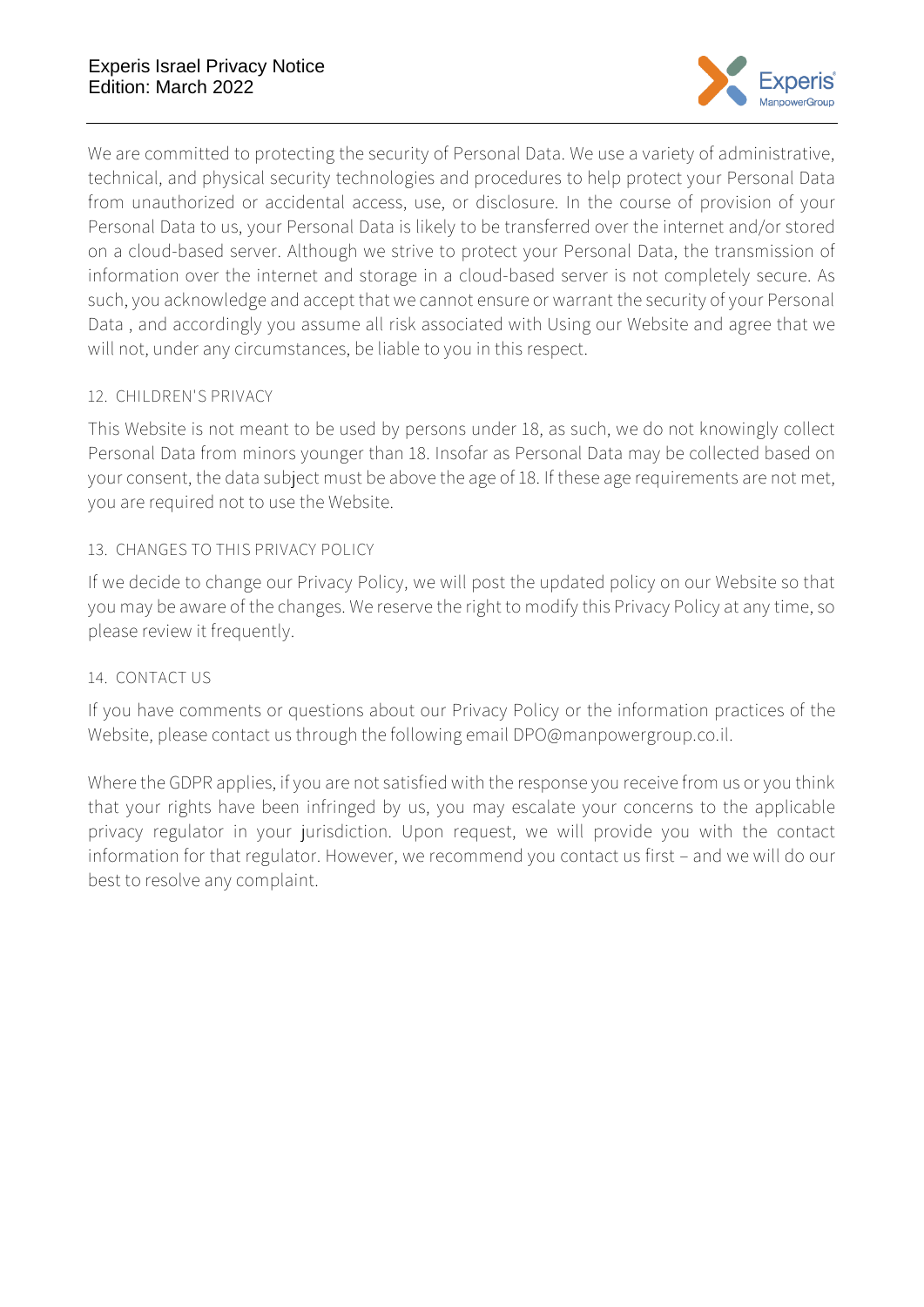We are committed to protecting the security of Personal Data. We use a variety of administrative, technical, and physical security technologies and procedures to help protect your Personal Data from unauthorized or accidental access, use, or disclosure. In the course of provision of your Personal Data to us, your Personal Data is likely to be transferred over the internet and/or stored on a cloud-based server. Although we strive to protect your Personal Data, the transmission of information over the internet and storage in a cloud-based server is not completely secure. As such, you acknowledge and accept that we cannot ensure or warrant the security of your Personal Data , and accordingly you assume all risk associated with Using our Website and agree that we will not, under any circumstances, be liable to you in this respect.

## 12. CHILDREN'S PRIVACY

This Website is not meant to be used by persons under 18, as such, we do not knowingly collect Personal Data from minors younger than 18. Insofar as Personal Data may be collected based on your consent, the data subject must be above the age of 18. If these age requirements are not met, you are required not to use the Website.

## 13. CHANGES TO THIS PRIVACY POLICY

If we decide to change our Privacy Policy, we will post the updated policy on our Website so that you may be aware of the changes. We reserve the right to modify this Privacy Policy at any time, so please review it frequently.

## 14. CONTACT US

If you have comments or questions about our Privacy Policy or the information practices of the Website, please contact us through the following email DPO@manpowergroup.co.il.

Where the GDPR applies, if you are not satisfied with the response you receive from us or you think that your rights have been infringed by us, you may escalate your concerns to the applicable privacy regulator in your jurisdiction. Upon request, we will provide you with the contact information for that regulator. However, we recommend you contact us first – and we will do our best to resolve any complaint.